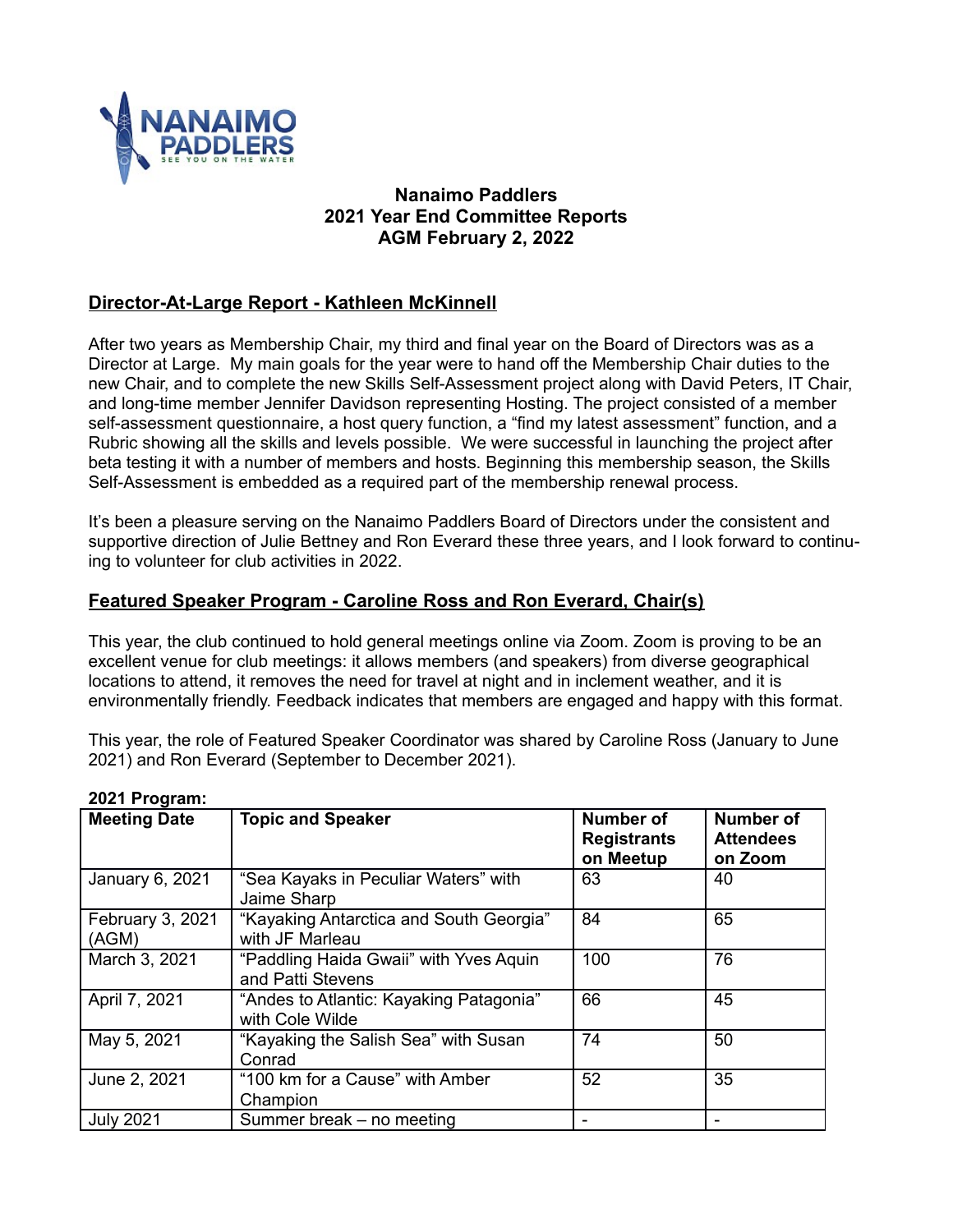# Nanaimo Paddlers
## 2021 Year End Committee Reports
## AGM February 2, 2022

## Director-At-Large Report - Kathleen McKinnell

After two years as Membership Chair, my third and final year on the Board of Directors was as a Director at Large. My main goals for the year were to hand off the Membership Chair duties to the new Chair, and to complete the new Skills Self-Assessment project along with David Peters, IT Chair, and long-time member Jennifer Davidson representing Hosting. The project consisted of a member self-assessment questionnaire, a host query function, a "find my latest assessment" function, and a Rubric showing all the skills and levels possible. We were successful in launching the project after beta testing it with a number of members and hosts. Beginning this membership season, the Skills Self-Assessment is embedded as a required part of the membership renewal process.

It's been a pleasure serving on the Nanaimo Paddlers Board of Directors under the consistent and supportive direction of Julie Bettney and Ron Everard these three years, and I look forward to continuing to volunteer for club activities in 2022.

## Featured Speaker Program - Caroline Ross and Ron Everard, Chair(s)

This year, the club continued to hold general meetings online via Zoom. Zoom is proving to be an excellent venue for club meetings: it allows members (and speakers) from diverse geographical locations to attend, it removes the need for travel at night and in inclement weather, and it is environmentally friendly. Feedback indicates that members are engaged and happy with this format.

This year, the role of Featured Speaker Coordinator was shared by Caroline Ross (January to June 2021) and Ron Everard (September to December 2021).

**2021 Program:**

| Meeting Date | Topic and Speaker | Number of Registrants on Meetup | Number of Attendees on Zoom |
|---|---|---|---|
| January 6, 2021 | "Sea Kayaks in Peculiar Waters" with Jaime Sharp | 63 | 40 |
| February 3, 2021 (AGM) | "Kayaking Antarctica and South Georgia" with JF Marleau | 84 | 65 |
| March 3, 2021 | "Paddling Haida Gwaii" with Yves Aquin and Patti Stevens | 100 | 76 |
| April 7, 2021 | "Andes to Atlantic: Kayaking Patagonia" with Cole Wilde | 66 | 45 |
| May 5, 2021 | "Kayaking the Salish Sea" with Susan Conrad | 74 | 50 |
| June 2, 2021 | "100 km for a Cause" with Amber Champion | 52 | 35 |
| July 2021 | Summer break – no meeting | - | - |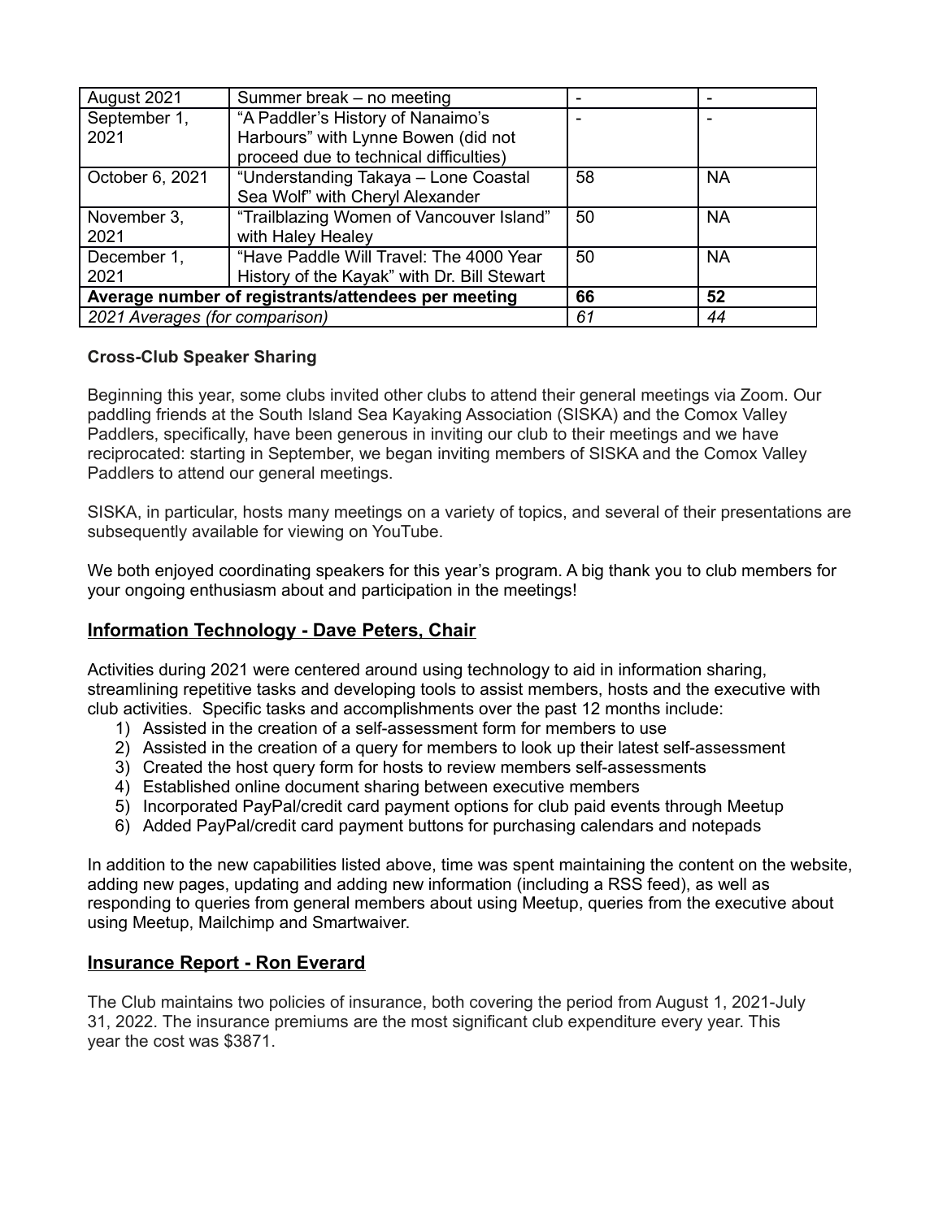| | | | |
|---|---|---|---|
| August 2021 | Summer break – no meeting | - | - |
| September 1, 2021 | "A Paddler's History of Nanaimo's Harbours" with Lynne Bowen (did not proceed due to technical difficulties) | - | - |
| October 6, 2021 | "Understanding Takaya – Lone Coastal Sea Wolf" with Cheryl Alexander | 58 | NA |
| November 3, 2021 | "Trailblazing Women of Vancouver Island" with Haley Healey | 50 | NA |
| December 1, 2021 | "Have Paddle Will Travel: The 4000 Year History of the Kayak" with Dr. Bill Stewart | 50 | NA |
| **Average number of registrants/attendees per meeting** | | **66** | **52** |
| *2021 Averages (for comparison)* | | *61* | *44* |

**Cross-Club Speaker Sharing**

Beginning this year, some clubs invited other clubs to attend their general meetings via Zoom. Our paddling friends at the South Island Sea Kayaking Association (SISKA) and the Comox Valley Paddlers, specifically, have been generous in inviting our club to their meetings and we have reciprocated: starting in September, we began inviting members of SISKA and the Comox Valley Paddlers to attend our general meetings.

SISKA, in particular, hosts many meetings on a variety of topics, and several of their presentations are subsequently available for viewing on YouTube.

We both enjoyed coordinating speakers for this year's program. A big thank you to club members for your ongoing enthusiasm about and participation in the meetings!

## Information Technology - Dave Peters, Chair

Activities during 2021 were centered around using technology to aid in information sharing, streamlining repetitive tasks and developing tools to assist members, hosts and the executive with club activities. Specific tasks and accomplishments over the past 12 months include:

1) Assisted in the creation of a self-assessment form for members to use
2) Assisted in the creation of a query for members to look up their latest self-assessment
3) Created the host query form for hosts to review members self-assessments
4) Established online document sharing between executive members
5) Incorporated PayPal/credit card payment options for club paid events through Meetup
6) Added PayPal/credit card payment buttons for purchasing calendars and notepads

In addition to the new capabilities listed above, time was spent maintaining the content on the website, adding new pages, updating and adding new information (including a RSS feed), as well as responding to queries from general members about using Meetup, queries from the executive about using Meetup, Mailchimp and Smartwaiver.

## Insurance Report - Ron Everard

The Club maintains two policies of insurance, both covering the period from August 1, 2021-July 31, 2022. The insurance premiums are the most significant club expenditure every year. This year the cost was $3871.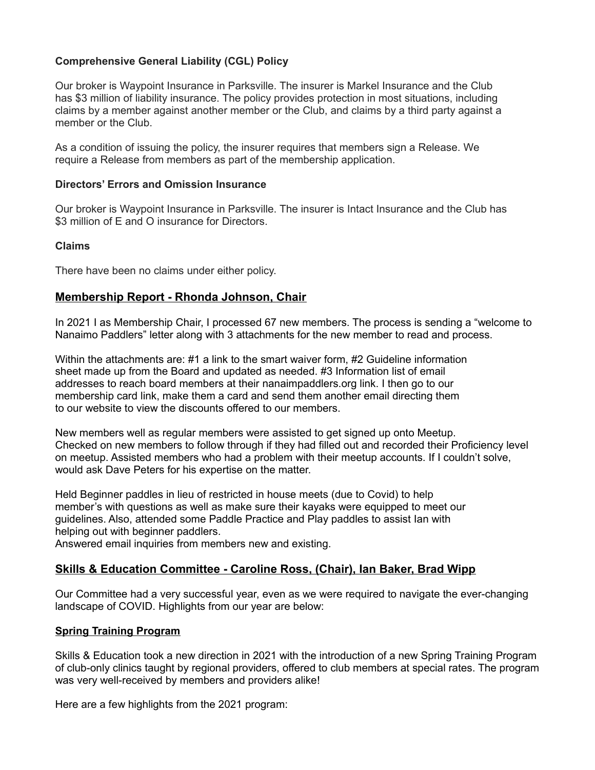**Comprehensive General Liability (CGL) Policy**

Our broker is Waypoint Insurance in Parksville. The insurer is Markel Insurance and the Club has $3 million of liability insurance. The policy provides protection in most situations, including claims by a member against another member or the Club, and claims by a third party against a member or the Club.

As a condition of issuing the policy, the insurer requires that members sign a Release. We require a Release from members as part of the membership application.

**Directors' Errors and Omission Insurance**

Our broker is Waypoint Insurance in Parksville. The insurer is Intact Insurance and the Club has $3 million of E and O insurance for Directors.

**Claims**

There have been no claims under either policy.

## Membership Report - Rhonda Johnson, Chair

In 2021 I as Membership Chair, I processed 67 new members. The process is sending a "welcome to Nanaimo Paddlers" letter along with 3 attachments for the new member to read and process.

Within the attachments are: #1 a link to the smart waiver form, #2 Guideline information sheet made up from the Board and updated as needed. #3 Information list of email addresses to reach board members at their nanaimpaddlers.org link. I then go to our membership card link, make them a card and send them another email directing them to our website to view the discounts offered to our members.

New members well as regular members were assisted to get signed up onto Meetup. Checked on new members to follow through if they had filled out and recorded their Proficiency level on meetup. Assisted members who had a problem with their meetup accounts. If I couldn't solve, would ask Dave Peters for his expertise on the matter.

Held Beginner paddles in lieu of restricted in house meets (due to Covid) to help member's with questions as well as make sure their kayaks were equipped to meet our guidelines. Also, attended some Paddle Practice and Play paddles to assist Ian with helping out with beginner paddlers.
Answered email inquiries from members new and existing.

## Skills & Education Committee - Caroline Ross, (Chair), Ian Baker, Brad Wipp

Our Committee had a very successful year, even as we were required to navigate the ever-changing landscape of COVID. Highlights from our year are below:

### Spring Training Program

Skills & Education took a new direction in 2021 with the introduction of a new Spring Training Program of club-only clinics taught by regional providers, offered to club members at special rates. The program was very well-received by members and providers alike!

Here are a few highlights from the 2021 program: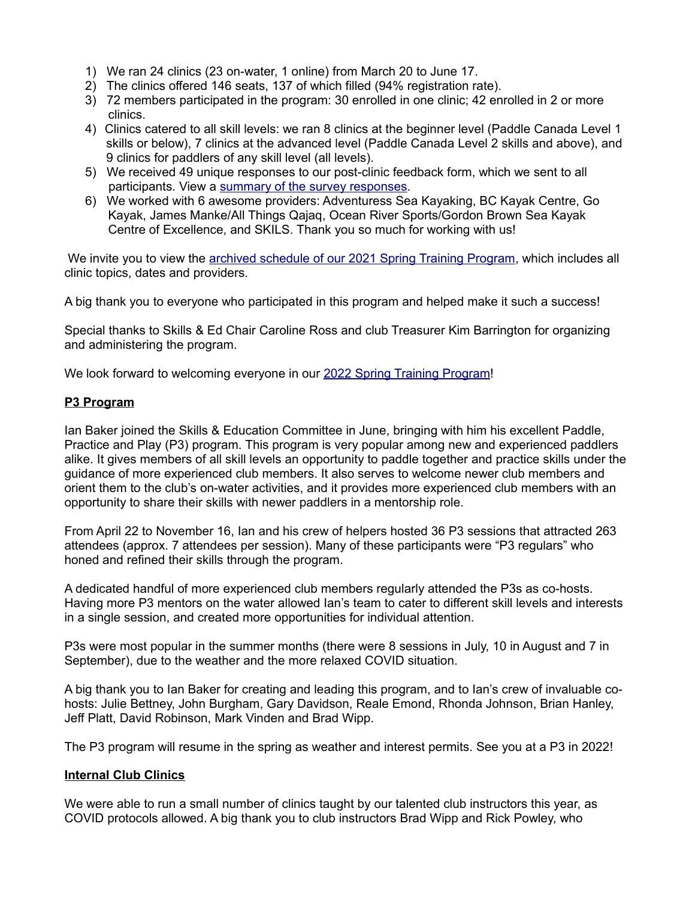1) We ran 24 clinics (23 on-water, 1 online) from March 20 to June 17.
2) The clinics offered 146 seats, 137 of which filled (94% registration rate).
3) 72 members participated in the program: 30 enrolled in one clinic; 42 enrolled in 2 or more clinics.
4) Clinics catered to all skill levels: we ran 8 clinics at the beginner level (Paddle Canada Level 1 skills or below), 7 clinics at the advanced level (Paddle Canada Level 2 skills and above), and 9 clinics for paddlers of any skill level (all levels).
5) We received 49 unique responses to our post-clinic feedback form, which we sent to all participants. View a summary of the survey responses.
6) We worked with 6 awesome providers: Adventuress Sea Kayaking, BC Kayak Centre, Go Kayak, James Manke/All Things Qajaq, Ocean River Sports/Gordon Brown Sea Kayak Centre of Excellence, and SKILS. Thank you so much for working with us!

We invite you to view the archived schedule of our 2021 Spring Training Program, which includes all clinic topics, dates and providers.

A big thank you to everyone who participated in this program and helped make it such a success!

Special thanks to Skills & Ed Chair Caroline Ross and club Treasurer Kim Barrington for organizing and administering the program.

We look forward to welcoming everyone in our 2022 Spring Training Program!

**P3 Program**

Ian Baker joined the Skills & Education Committee in June, bringing with him his excellent Paddle, Practice and Play (P3) program. This program is very popular among new and experienced paddlers alike. It gives members of all skill levels an opportunity to paddle together and practice skills under the guidance of more experienced club members. It also serves to welcome newer club members and orient them to the club's on-water activities, and it provides more experienced club members with an opportunity to share their skills with newer paddlers in a mentorship role.

From April 22 to November 16, Ian and his crew of helpers hosted 36 P3 sessions that attracted 263 attendees (approx. 7 attendees per session). Many of these participants were "P3 regulars" who honed and refined their skills through the program.

A dedicated handful of more experienced club members regularly attended the P3s as co-hosts. Having more P3 mentors on the water allowed Ian's team to cater to different skill levels and interests in a single session, and created more opportunities for individual attention.

P3s were most popular in the summer months (there were 8 sessions in July, 10 in August and 7 in September), due to the weather and the more relaxed COVID situation.

A big thank you to Ian Baker for creating and leading this program, and to Ian's crew of invaluable co-hosts: Julie Bettney, John Burgham, Gary Davidson, Reale Emond, Rhonda Johnson, Brian Hanley, Jeff Platt, David Robinson, Mark Vinden and Brad Wipp.

The P3 program will resume in the spring as weather and interest permits. See you at a P3 in 2022!

**Internal Club Clinics**

We were able to run a small number of clinics taught by our talented club instructors this year, as COVID protocols allowed. A big thank you to club instructors Brad Wipp and Rick Powley, who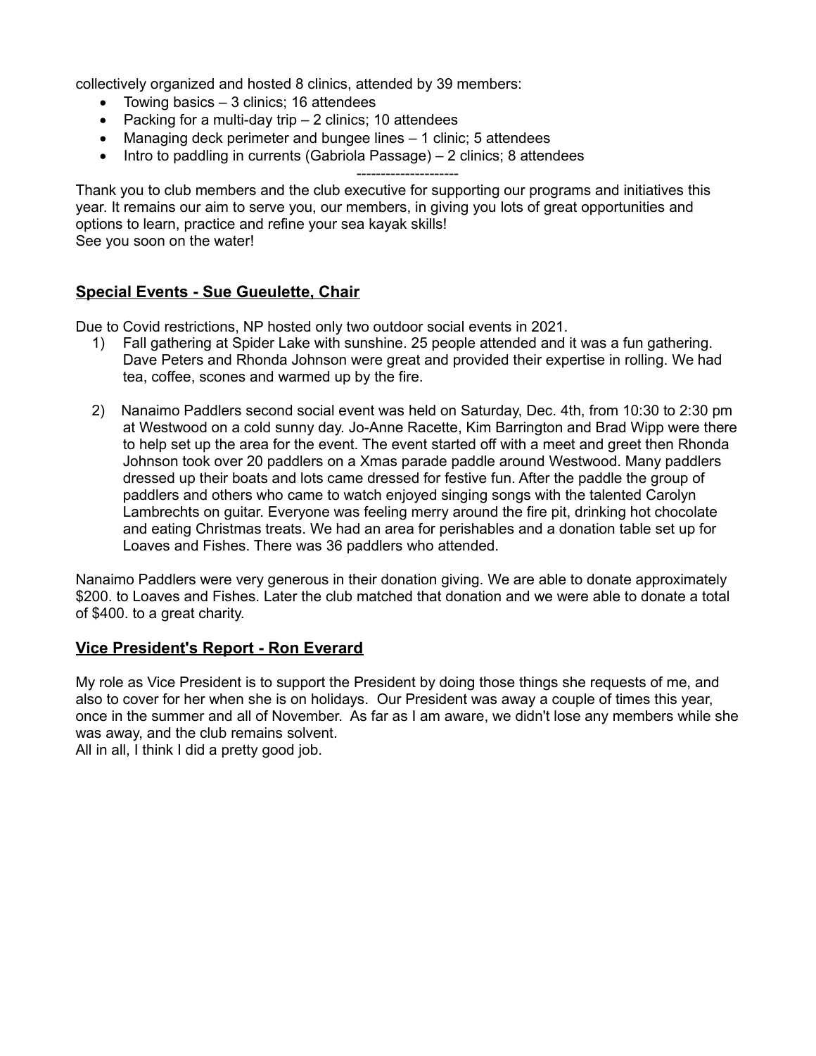collectively organized and hosted 8 clinics, attended by 39 members:

- Towing basics – 3 clinics; 16 attendees
- Packing for a multi-day trip – 2 clinics; 10 attendees
- Managing deck perimeter and bungee lines – 1 clinic; 5 attendees
- Intro to paddling in currents (Gabriola Passage) – 2 clinics; 8 attendees

---------------------

Thank you to club members and the club executive for supporting our programs and initiatives this year. It remains our aim to serve you, our members, in giving you lots of great opportunities and options to learn, practice and refine your sea kayak skills!
See you soon on the water!

## Special Events - Sue Gueulette, Chair

Due to Covid restrictions, NP hosted only two outdoor social events in 2021.

1) Fall gathering at Spider Lake with sunshine. 25 people attended and it was a fun gathering. Dave Peters and Rhonda Johnson were great and provided their expertise in rolling. We had tea, coffee, scones and warmed up by the fire.

2) Nanaimo Paddlers second social event was held on Saturday, Dec. 4th, from 10:30 to 2:30 pm at Westwood on a cold sunny day. Jo-Anne Racette, Kim Barrington and Brad Wipp were there to help set up the area for the event. The event started off with a meet and greet then Rhonda Johnson took over 20 paddlers on a Xmas parade paddle around Westwood. Many paddlers dressed up their boats and lots came dressed for festive fun. After the paddle the group of paddlers and others who came to watch enjoyed singing songs with the talented Carolyn Lambrechts on guitar. Everyone was feeling merry around the fire pit, drinking hot chocolate and eating Christmas treats. We had an area for perishables and a donation table set up for Loaves and Fishes. There was 36 paddlers who attended.

Nanaimo Paddlers were very generous in their donation giving. We are able to donate approximately $200. to Loaves and Fishes. Later the club matched that donation and we were able to donate a total of $400. to a great charity.

## Vice President's Report - Ron Everard

My role as Vice President is to support the President by doing those things she requests of me, and also to cover for her when she is on holidays. Our President was away a couple of times this year, once in the summer and all of November. As far as I am aware, we didn't lose any members while she was away, and the club remains solvent.
All in all, I think I did a pretty good job.